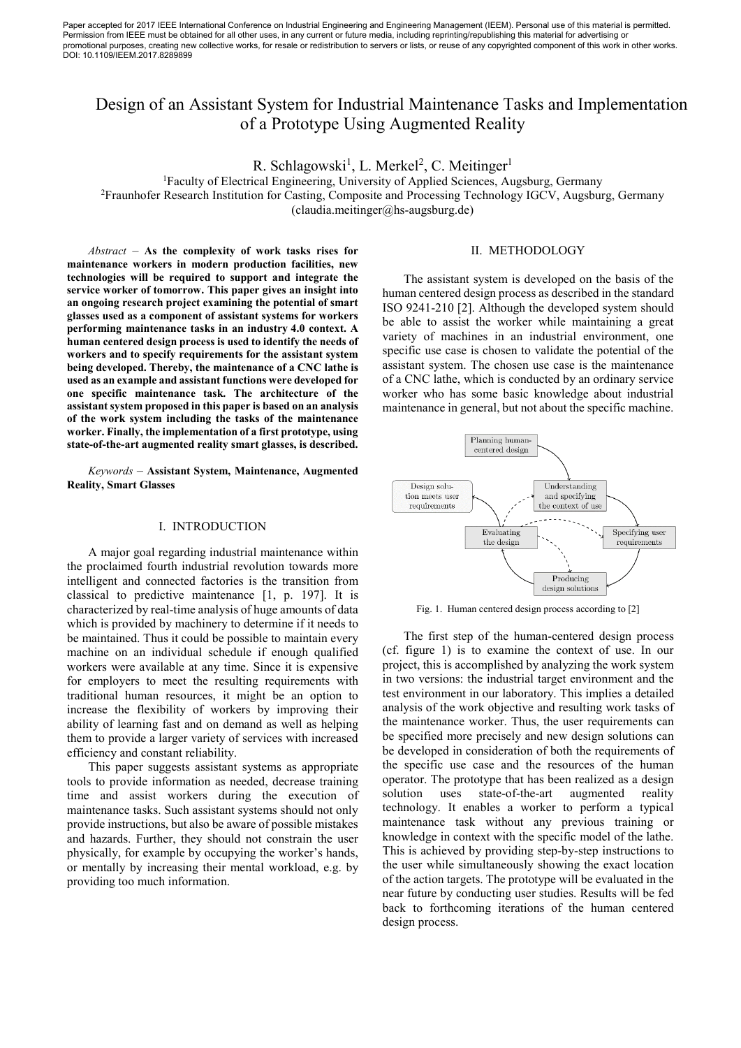Paper accepted for 2017 IEEE International Conference on Industrial Engineering and Engineering Management (IEEM). Personal use of this material is permitted. Permission from IEEE must be obtained for all other uses, in any current or future media, including reprinting/republishing this material for advertising or promotional purposes, creating new collective works, for resale or redistribution to servers or lists, or reuse of any copyrighted component of this work in other works. DOI: 10.1109/IEEM.2017.8289899

# Design of an Assistant System for Industrial Maintenance Tasks and Implementation of a Prototype Using Augmented Reality

R. Schlagowski[1], L. Merkel[2], C. Meitinger[1]

[1]Faculty of Electrical Engineering, University of Applied Sciences, Augsburg, Germany
[2]Fraunhofer Research Institution for Casting, Composite and Processing Technology IGCV, Augsburg, Germany
(claudia.meitinger@hs-augsburg.de)

*Abstract* – **As the complexity of work tasks rises for maintenance workers in modern production facilities, new technologies will be required to support and integrate the service worker of tomorrow. This paper gives an insight into an ongoing research project examining the potential of smart glasses used as a component of assistant systems for workers performing maintenance tasks in an industry 4.0 context. A human centered design process is used to identify the needs of workers and to specify requirements for the assistant system being developed. Thereby, the maintenance of a CNC lathe is used as an example and assistant functions were developed for one specific maintenance task. The architecture of the assistant system proposed in this paper is based on an analysis of the work system including the tasks of the maintenance worker. Finally, the implementation of a first prototype, using state-of-the-art augmented reality smart glasses, is described.**

*Keywords* – **Assistant System, Maintenance, Augmented Reality, Smart Glasses**

## I. INTRODUCTION

A major goal regarding industrial maintenance within the proclaimed fourth industrial revolution towards more intelligent and connected factories is the transition from classical to predictive maintenance [1, p. 197]. It is characterized by real-time analysis of huge amounts of data which is provided by machinery to determine if it needs to be maintained. Thus it could be possible to maintain every machine on an individual schedule if enough qualified workers were available at any time. Since it is expensive for employers to meet the resulting requirements with traditional human resources, it might be an option to increase the flexibility of workers by improving their ability of learning fast and on demand as well as helping them to provide a larger variety of services with increased efficiency and constant reliability.

This paper suggests assistant systems as appropriate tools to provide information as needed, decrease training time and assist workers during the execution of maintenance tasks. Such assistant systems should not only provide instructions, but also be aware of possible mistakes and hazards. Further, they should not constrain the user physically, for example by occupying the worker's hands, or mentally by increasing their mental workload, e.g. by providing too much information.

## II. METHODOLOGY

The assistant system is developed on the basis of the human centered design process as described in the standard ISO 9241-210 [2]. Although the developed system should be able to assist the worker while maintaining a great variety of machines in an industrial environment, one specific use case is chosen to validate the potential of the assistant system. The chosen use case is the maintenance of a CNC lathe, which is conducted by an ordinary service worker who has some basic knowledge about industrial maintenance in general, but not about the specific machine.

Planning human-centered design
Understanding and specifying the context of use
Specifying user requirements
Producing design solutions
Evaluating the design
Design solution meets user requirements

Fig. 1. Human centered design process according to [2]

The first step of the human-centered design process (cf. figure 1) is to examine the context of use. In our project, this is accomplished by analyzing the work system in two versions: the industrial target environment and the test environment in our laboratory. This implies a detailed analysis of the work objective and resulting work tasks of the maintenance worker. Thus, the user requirements can be specified more precisely and new design solutions can be developed in consideration of both the requirements of the specific use case and the resources of the human operator. The prototype that has been realized as a design solution uses state-of-the-art augmented reality technology. It enables a worker to perform a typical maintenance task without any previous training or knowledge in context with the specific model of the lathe. This is achieved by providing step-by-step instructions to the user while simultaneously showing the exact location of the action targets. The prototype will be evaluated in the near future by conducting user studies. Results will be fed back to forthcoming iterations of the human centered design process.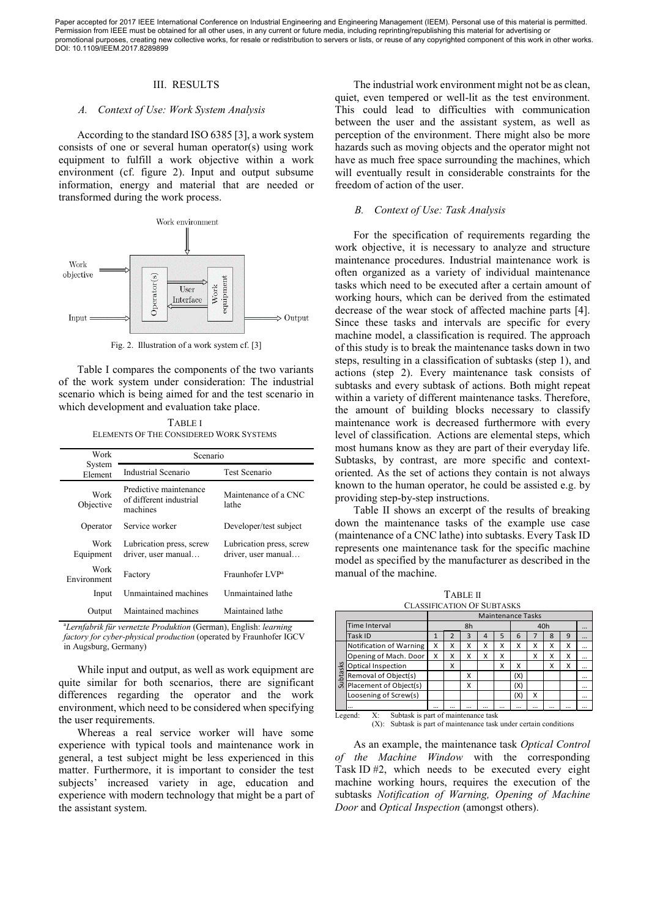## III. RESULTS

### *A. Context of Use: Work System Analysis*

According to the standard ISO 6385 [3], a work system consists of one or several human operator(s) using work equipment to fulfill a work objective within a work environment (cf. figure 2). Input and output subsume information, energy and material that are needed or transformed during the work process.

Fig. 2. Illustration of a work system cf. [3]

Table I compares the components of the two variants of the work system under consideration: The industrial scenario which is being aimed for and the test scenario in which development and evaluation take place.

TABLE I
ELEMENTS OF THE CONSIDERED WORK SYSTEMS

| Work System Element | Scenario | |
|---|---|---|
| | Industrial Scenario | Test Scenario |
| Work Objective | Predictive maintenance of different industrial machines | Maintenance of a CNC lathe |
| Operator | Service worker | Developer/test subject |
| Work Equipment | Lubrication press, screw driver, user manual… | Lubrication press, screw driver, user manual… |
| Work Environment | Factory | Fraunhofer LVP[a] |
| Input | Unmaintained machines | Unmaintained lathe |
| Output | Maintained machines | Maintained lathe |

[a] *Lernfabrik für vernetzte Produktion* (German), English: *learning factory for cyber-physical production* (operated by Fraunhofer IGCV in Augsburg, Germany)

While input and output, as well as work equipment are quite similar for both scenarios, there are significant differences regarding the operator and the work environment, which need to be considered when specifying the user requirements.

Whereas a real service worker will have some experience with typical tools and maintenance work in general, a test subject might be less experienced in this matter. Furthermore, it is important to consider the test subjects' increased variety in age, education and experience with modern technology that might be a part of the assistant system.

The industrial work environment might not be as clean, quiet, even tempered or well-lit as the test environment. This could lead to difficulties with communication between the user and the assistant system, as well as perception of the environment. There might also be more hazards such as moving objects and the operator might not have as much free space surrounding the machines, which will eventually result in considerable constraints for the freedom of action of the user.

### *B. Context of Use: Task Analysis*

For the specification of requirements regarding the work objective, it is necessary to analyze and structure maintenance procedures. Industrial maintenance work is often organized as a variety of individual maintenance tasks which need to be executed after a certain amount of working hours, which can be derived from the estimated decrease of the wear stock of affected machine parts [4]. Since these tasks and intervals are specific for every machine model, a classification is required. The approach of this study is to break the maintenance tasks down in two steps, resulting in a classification of subtasks (step 1), and actions (step 2). Every maintenance task consists of subtasks and every subtask of actions. Both might repeat within a variety of different maintenance tasks. Therefore, the amount of building blocks necessary to classify maintenance work is decreased furthermore with every level of classification. Actions are elemental steps, which most humans know as they are part of their everyday life. Subtasks, by contrast, are more specific and context-oriented. As the set of actions they contain is not always known to the human operator, he could be assisted e.g. by providing step-by-step instructions.

Table II shows an excerpt of the results of breaking down the maintenance tasks of the example use case (maintenance of a CNC lathe) into subtasks. Every Task ID represents one maintenance task for the specific machine model as specified by the manufacturer as described in the manual of the machine.

TABLE II
CLASSIFICATION OF SUBTASKS

| | | Maintenance Tasks | | | | | | | | | |
|---|---|---|---|---|---|---|---|---|---|---|---|
| | Time Interval | 8h | | | | | 40h | | | | … |
| | Task ID | 1 | 2 | 3 | 4 | 5 | 6 | 7 | 8 | 9 | … |
| Subtasks | Notification of Warning | X | X | X | X | X | X | X | X | X | … |
| | Opening of Mach. Door | X | X | X | X | X | | X | X | X | … |
| | Optical Inspection | | X | | | X | X | | X | X | … |
| | Removal of Object(s) | | | X | | | (X) | | | | … |
| | Placement of Object(s) | | | X | | | (X) | | | | … |
| | Loosening of Screw(s) | | | | | | (X) | X | | | … |
| | … | … | … | … | … | … | … | … | … | … | … |

Legend: X: Subtask is part of maintenance task
(X): Subtask is part of maintenance task under certain conditions

As an example, the maintenance task *Optical Control of the Machine Window* with the corresponding Task ID #2, which needs to be executed every eight machine working hours, requires the execution of the subtasks *Notification of Warning, Opening of Machine Door* and *Optical Inspection* (amongst others).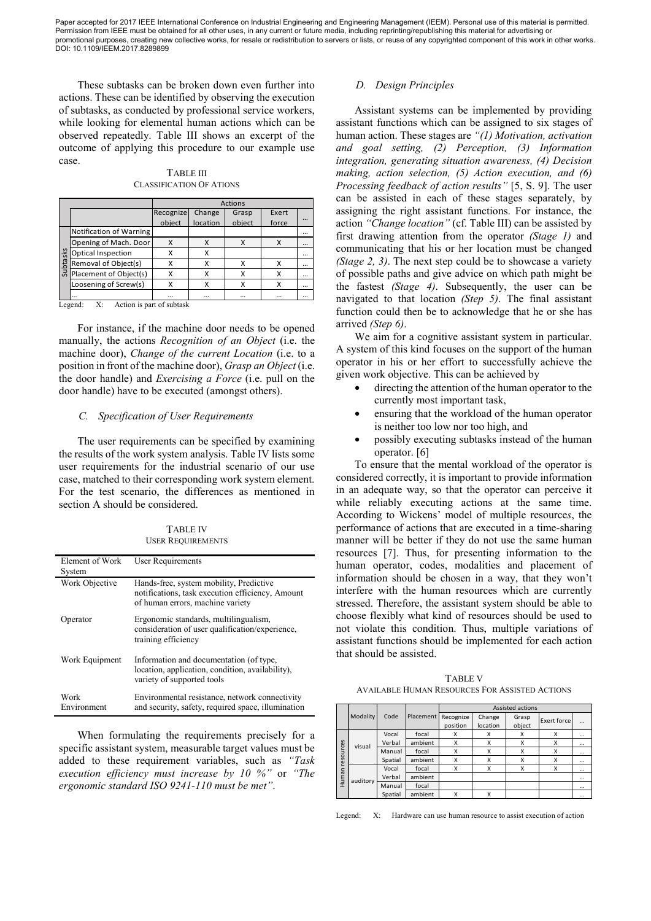These subtasks can be broken down even further into actions. These can be identified by observing the execution of subtasks, as conducted by professional service workers, while looking for elemental human actions which can be observed repeatedly. Table III shows an excerpt of the outcome of applying this procedure to our example use case.

TABLE III
CLASSIFICATION OF ATIONS

| | | Actions | | | | |
|---|---|---|---|---|---|---|
| | | Recognize object | Change location | Grasp object | Exert force | … |
| Subtasks | Notification of Warning | | | | | … |
| | Opening of Mach. Door | X | X | X | X | … |
| | Optical Inspection | X | X | | | … |
| | Removal of Object(s) | X | X | X | X | … |
| | Placement of Object(s) | X | X | X | X | … |
| | Loosening of Screw(s) | X | X | X | X | … |
| | … | … | … | … | … | … |

Legend: X: Action is part of subtask

For instance, if the machine door needs to be opened manually, the actions *Recognition of an Object* (i.e. the machine door), *Change of the current Location* (i.e. to a position in front of the machine door), *Grasp an Object* (i.e. the door handle) and *Exercising a Force* (i.e. pull on the door handle) have to be executed (amongst others).

### C. Specification of User Requirements

The user requirements can be specified by examining the results of the work system analysis. Table IV lists some user requirements for the industrial scenario of our use case, matched to their corresponding work system element. For the test scenario, the differences as mentioned in section A should be considered.

TABLE IV
USER REQUIREMENTS

| Element of Work System | User Requirements |
|---|---|
| Work Objective | Hands-free, system mobility, Predictive notifications, task execution efficiency, Amount of human errors, machine variety |
| Operator | Ergonomic standards, multilingualism, consideration of user qualification/experience, training efficiency |
| Work Equipment | Information and documentation (of type, location, application, condition, availability), variety of supported tools |
| Work Environment | Environmental resistance, network connectivity and security, safety, required space, illumination |

When formulating the requirements precisely for a specific assistant system, measurable target values must be added to these requirement variables, such as *"Task execution efficiency must increase by 10 %"* or *"The ergonomic standard ISO 9241-110 must be met"*.

### D. Design Principles

Assistant systems can be implemented by providing assistant functions which can be assigned to six stages of human action. These stages are *"(1) Motivation, activation and goal setting, (2) Perception, (3) Information integration, generating situation awareness, (4) Decision making, action selection, (5) Action execution, and (6) Processing feedback of action results"* [5, S. 9]. The user can be assisted in each of these stages separately, by assigning the right assistant functions. For instance, the action *"Change location"* (cf. Table III) can be assisted by first drawing attention from the operator *(Stage 1)* and communicating that his or her location must be changed *(Stage 2, 3)*. The next step could be to showcase a variety of possible paths and give advice on which path might be the fastest *(Stage 4)*. Subsequently, the user can be navigated to that location *(Step 5)*. The final assistant function could then be to acknowledge that he or she has arrived *(Step 6)*.

We aim for a cognitive assistant system in particular. A system of this kind focuses on the support of the human operator in his or her effort to successfully achieve the given work objective. This can be achieved by

- directing the attention of the human operator to the currently most important task,
- ensuring that the workload of the human operator is neither too low nor too high, and
- possibly executing subtasks instead of the human operator. [6]

To ensure that the mental workload of the operator is considered correctly, it is important to provide information in an adequate way, so that the operator can perceive it while reliably executing actions at the same time. According to Wickens' model of multiple resource*s*, the performance of actions that are executed in a time-sharing manner will be better if they do not use the same human resources [7]. Thus, for presenting information to the human operator, codes, modalities and placement of information should be chosen in a way, that they won't interfere with the human resources which are currently stressed. Therefore, the assistant system should be able to choose flexibly what kind of resources should be used to not violate this condition. Thus, multiple variations of assistant functions should be implemented for each action that should be assisted.

TABLE V
AVAILABLE HUMAN RESOURCES FOR ASSISTED ACTIONS

| | Modality | Code | Placement | Assisted actions | | | | |
|---|---|---|---|---|---|---|---|---|
| | | | | Recognize position | Change location | Grasp object | Exert force | … |
| Human resources | visual | Vocal | focal | X | X | X | X | … |
| | | Verbal | ambient | X | X | X | X | … |
| | | Manual | focal | X | X | X | X | … |
| | | Spatial | ambient | X | X | X | X | … |
| | auditory | Vocal | focal | X | X | X | X | … |
| | | Verbal | ambient | | | | | … |
| | | Manual | focal | | | | | … |
| | | Spatial | ambient | X | X | | | … |

Legend: X: Hardware can use human resource to assist execution of action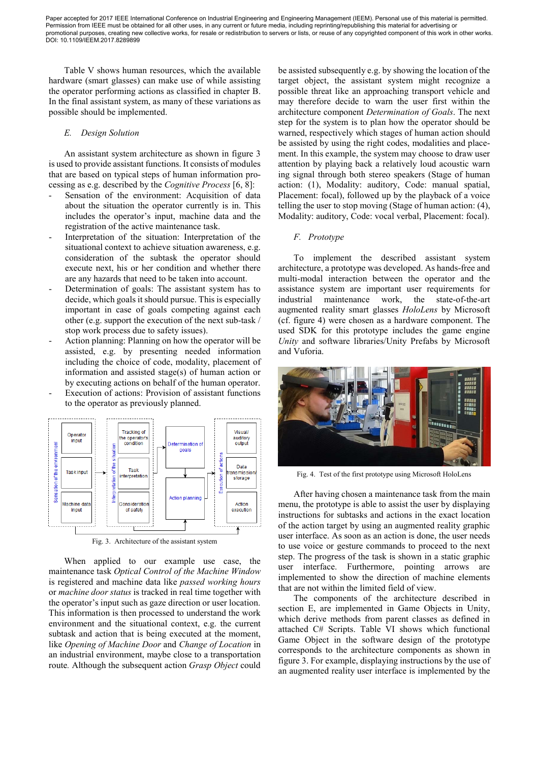Table V shows human resources, which the available hardware (smart glasses) can make use of while assisting the operator performing actions as classified in chapter B. In the final assistant system, as many of these variations as possible should be implemented.

### E. Design Solution

An assistant system architecture as shown in figure 3 is used to provide assistant functions. It consists of modules that are based on typical steps of human information processing as e.g. described by the *Cognitive Process* [6, 8]:

- Sensation of the environment: Acquisition of data about the situation the operator currently is in. This includes the operator's input, machine data and the registration of the active maintenance task.
- Interpretation of the situation: Interpretation of the situational context to achieve situation awareness, e.g. consideration of the subtask the operator should execute next, his or her condition and whether there are any hazards that need to be taken into account.
- Determination of goals: The assistant system has to decide, which goals it should pursue. This is especially important in case of goals competing against each other (e.g. support the execution of the next sub-task / stop work process due to safety issues).
- Action planning: Planning on how the operator will be assisted, e.g. by presenting needed information including the choice of code, modality, placement of information and assisted stage(s) of human action or by executing actions on behalf of the human operator.
- Execution of actions: Provision of assistant functions to the operator as previously planned.

Sensation of the environment
Operator input
Task input
Machine data input
Interpretation of the situation
Tracking of the operator's condition
Task interpretation
Consideration of safety
Determination of goals
Action planning
Execution of actions
Visual/auditory output
Data transmission/storage
Action execution

Fig. 3. Architecture of the assistant system

When applied to our example use case, the maintenance task *Optical Control of the Machine Window* is registered and machine data like *passed working hours* or *machine door status* is tracked in real time together with the operator's input such as gaze direction or user location. This information is then processed to understand the work environment and the situational context, e.g. the current subtask and action that is being executed at the moment, like *Opening of Machine Door* and *Change of Location* in an industrial environment, maybe close to a transportation route. Although the subsequent action *Grasp Object* could be assisted subsequently e.g. by showing the location of the target object, the assistant system might recognize a possible threat like an approaching transport vehicle and may therefore decide to warn the user first within the architecture component *Determination of Goals*. The next step for the system is to plan how the operator should be warned, respectively which stages of human action should be assisted by using the right codes, modalities and placement. In this example, the system may choose to draw user attention by playing back a relatively loud acoustic warning signal through both stereo speakers (Stage of human action: (1), Modality: auditory, Code: manual spatial, Placement: focal), followed up by the playback of a voice telling the user to stop moving (Stage of human action: (4), Modality: auditory, Code: vocal verbal, Placement: focal).

### F. Prototype

To implement the described assistant system architecture, a prototype was developed. As hands-free and multi-modal interaction between the operator and the assistance system are important user requirements for industrial maintenance work, the state-of-the-art augmented reality smart glasses *HoloLens* by Microsoft (cf. figure 4) were chosen as a hardware component. The used SDK for this prototype includes the game engine *Unity* and software libraries/Unity Prefabs by Microsoft and Vuforia.

Fig. 4. Test of the first prototype using Microsoft HoloLens

After having chosen a maintenance task from the main menu, the prototype is able to assist the user by displaying instructions for subtasks and actions in the exact location of the action target by using an augmented reality graphic user interface. As soon as an action is done, the user needs to use voice or gesture commands to proceed to the next step. The progress of the task is shown in a static graphic user interface. Furthermore, pointing arrows are implemented to show the direction of machine elements that are not within the limited field of view.

The components of the architecture described in section E, are implemented in Game Objects in Unity, which derive methods from parent classes as defined in attached C# Scripts. Table VI shows which functional Game Object in the software design of the prototype corresponds to the architecture components as shown in figure 3. For example, displaying instructions by the use of an augmented reality user interface is implemented by the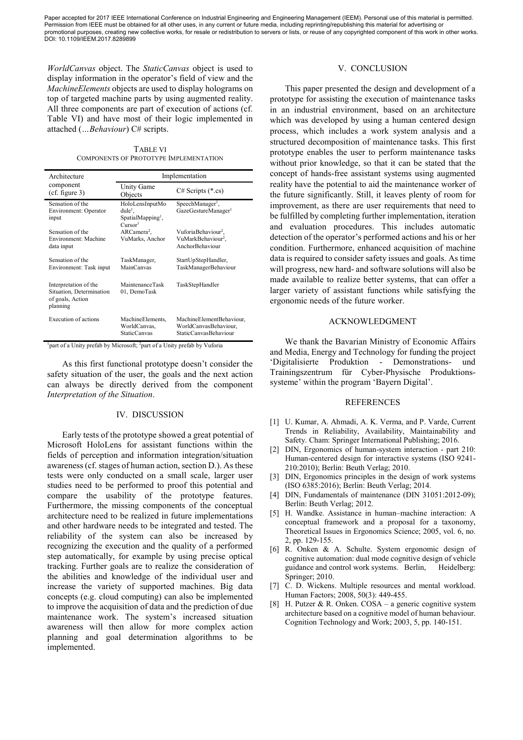*WorldCanvas* object. The *StaticCanvas* object is used to display information in the operator's field of view and the *MachineElements* objects are used to display holograms on top of targeted machine parts by using augmented reality. All three components are part of execution of actions (cf. Table VI) and have most of their logic implemented in attached (*…Behaviour*) C# scripts.

TABLE VI
COMPONENTS OF PROTOTYPE IMPLEMENTATION

| Architecture component (cf. figure 3) | Implementation | |
|---|---|---|
| | Unity Game Objects | C# Scripts (*.cs) |
| Sensation of the Environment: Operator input | HoloLensInputModule[1], SpatialMapping[1], Cursor[1] | SpeechManager[1], GazeGestureManager[1] |
| Sensation of the Environment: Machine data input | ARCamera[2], VuMarks, Anchor | VuforiaBehaviour[2], VuMarkBehaviour[2], AnchorBehaviour |
| Sensation of the Environment: Task input | TaskManager, MainCanvas | StartUpStepHandler, TaskManagerBehaviour |
| Interpretation of the Situation, Determination of goals, Action planning | MaintenanceTask 01, DemoTask | TaskStepHandler |
| Execution of actions | MachineElements, WorldCanvas, StaticCanvas | MachineElementBehaviour, WorldCanvasBehaviour, StaticCanvasBehaviour |

[1]part of a Unity prefab by Microsoft; [2]part of a Unity prefab by Vuforia

As this first functional prototype doesn't consider the safety situation of the user, the goals and the next action can always be directly derived from the component *Interpretation of the Situation*.

## IV. DISCUSSION

Early tests of the prototype showed a great potential of Microsoft HoloLens for assistant functions within the fields of perception and information integration/situation awareness (cf. stages of human action, section D.). As these tests were only conducted on a small scale, larger user studies need to be performed to proof this potential and compare the usability of the prototype features. Furthermore, the missing components of the conceptual architecture need to be realized in future implementations and other hardware needs to be integrated and tested. The reliability of the system can also be increased by recognizing the execution and the quality of a performed step automatically, for example by using precise optical tracking. Further goals are to realize the consideration of the abilities and knowledge of the individual user and increase the variety of supported machines. Big data concepts (e.g. cloud computing) can also be implemented to improve the acquisition of data and the prediction of due maintenance work. The system's increased situation awareness will then allow for more complex action planning and goal determination algorithms to be implemented.

## V. CONCLUSION

This paper presented the design and development of a prototype for assisting the execution of maintenance tasks in an industrial environment, based on an architecture which was developed by using a human centered design process, which includes a work system analysis and a structured decomposition of maintenance tasks. This first prototype enables the user to perform maintenance tasks without prior knowledge, so that it can be stated that the concept of hands-free assistant systems using augmented reality have the potential to aid the maintenance worker of the future significantly. Still, it leaves plenty of room for improvement, as there are user requirements that need to be fulfilled by completing further implementation, iteration and evaluation procedures. This includes automatic detection of the operator's performed actions and his or her condition. Furthermore, enhanced acquisition of machine data is required to consider safety issues and goals. As time will progress, new hard- and software solutions will also be made available to realize better systems, that can offer a larger variety of assistant functions while satisfying the ergonomic needs of the future worker.

## ACKNOWLEDGMENT

We thank the Bavarian Ministry of Economic Affairs and Media, Energy and Technology for funding the project 'Digitalisierte Produktion - Demonstrations- und Trainingszentrum für Cyber-Physische Produktionssysteme' within the program 'Bayern Digital'.

## REFERENCES

[1] U. Kumar, A. Ahmadi, A. K. Verma, and P. Varde, Current Trends in Reliability, Availability, Maintainability and Safety. Cham: Springer International Publishing; 2016.

[2] DIN, Ergonomics of human-system interaction - part 210: Human-centered design for interactive systems (ISO 9241-210:2010); Berlin: Beuth Verlag; 2010.

[3] DIN, Ergonomics principles in the design of work systems (ISO 6385:2016); Berlin: Beuth Verlag; 2014.

[4] DIN, Fundamentals of maintenance (DIN 31051:2012-09); Berlin: Beuth Verlag; 2012.

[5] H. Wandke. Assistance in human–machine interaction: A conceptual framework and a proposal for a taxonomy, Theoretical Issues in Ergonomics Science; 2005, vol. 6, no. 2, pp. 129-155.

[6] R. Onken & A. Schulte. System ergonomic design of cognitive automation: dual mode cognitive design of vehicle guidance and control work systems. Berlin, Heidelberg: Springer; 2010.

[7] C. D. Wickens. Multiple resources and mental workload. Human Factors; 2008, 50(3): 449-455.

[8] H. Putzer & R. Onken. COSA – a generic cognitive system architecture based on a cognitive model of human behaviour. Cognition Technology and Work; 2003, 5, pp. 140-151.